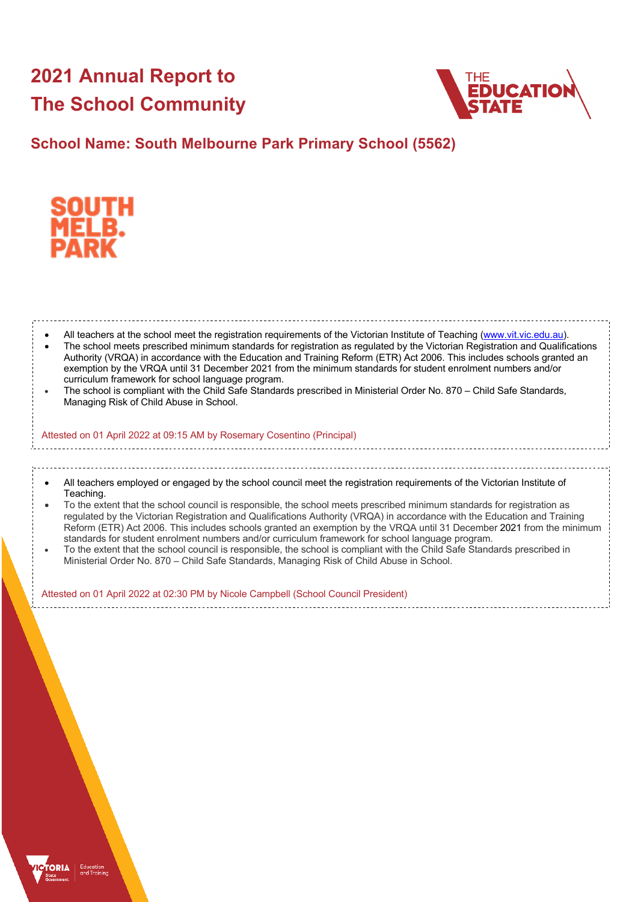# 2021 Annual Report to The School Community

## School Name: South Melbourne Park Primary School (5562)

- All teachers at the school meet the registration requirements of the Victorian Institute of Teaching (www.vit.vic.edu.au).
- The school meets prescribed minimum standards for registration as regulated by the Victorian Registration and Qualifications Authority (VRQA) in accordance with the Education and Training Reform (ETR) Act 2006. This includes schools granted an exemption by the VRQA until 31 December 2021 from the minimum standards for student enrolment numbers and/or curriculum framework for school language program.
- The school is compliant with the Child Safe Standards prescribed in Ministerial Order No. 870 – Child Safe Standards, Managing Risk of Child Abuse in School.

Attested on 01 April 2022 at 09:15 AM by Rosemary Cosentino (Principal)

- All teachers employed or engaged by the school council meet the registration requirements of the Victorian Institute of Teaching.
- To the extent that the school council is responsible, the school meets prescribed minimum standards for registration as regulated by the Victorian Registration and Qualifications Authority (VRQA) in accordance with the Education and Training Reform (ETR) Act 2006. This includes schools granted an exemption by the VRQA until 31 December 2021 from the minimum standards for student enrolment numbers and/or curriculum framework for school language program.
- To the extent that the school council is responsible, the school is compliant with the Child Safe Standards prescribed in Ministerial Order No. 870 – Child Safe Standards, Managing Risk of Child Abuse in School.

Attested on 01 April 2022 at 02:30 PM by Nicole Campbell (School Council President)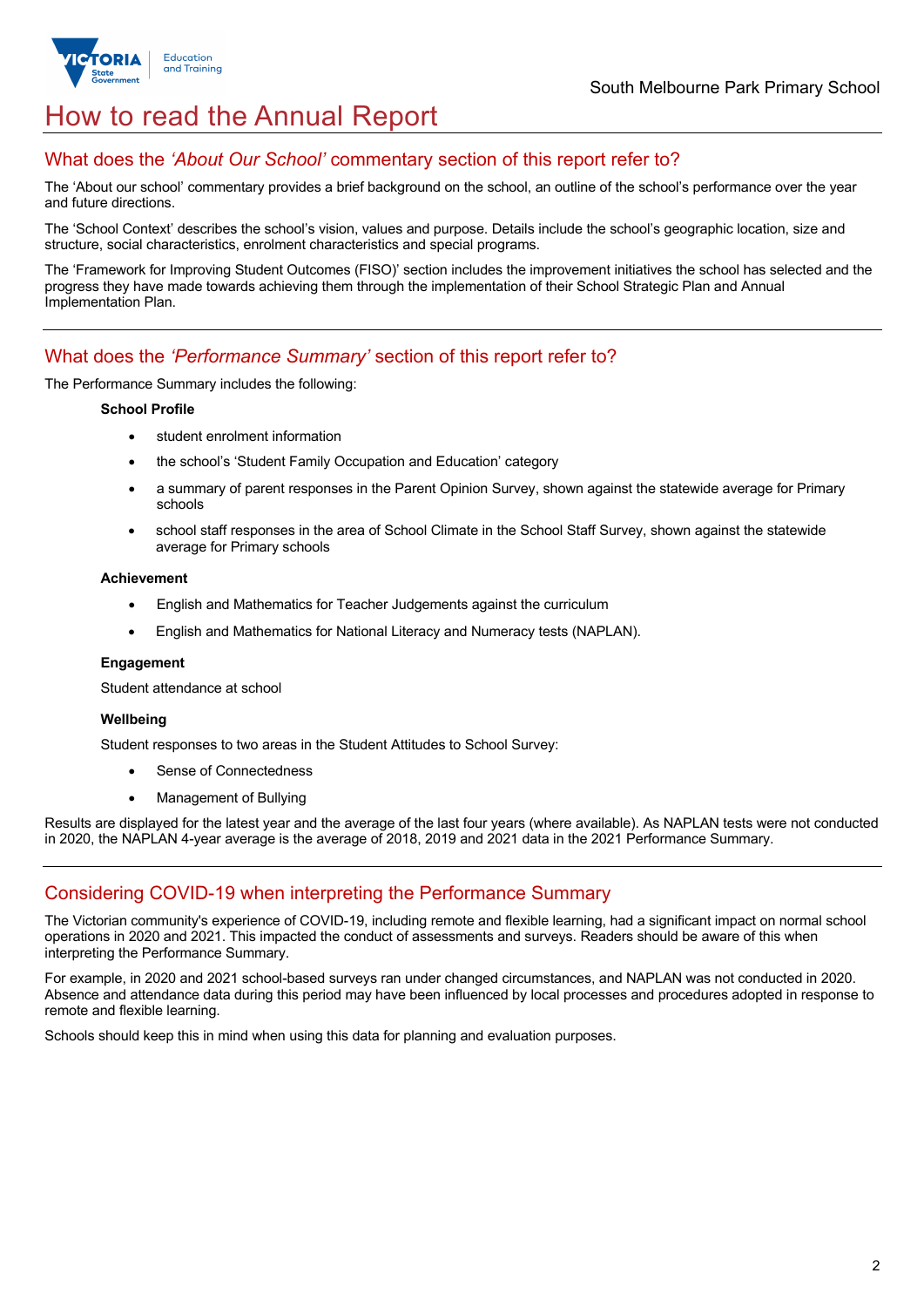# How to read the Annual Report

## What does the *'About Our School'* commentary section of this report refer to?

The 'About our school' commentary provides a brief background on the school, an outline of the school's performance over the year and future directions.

The 'School Context' describes the school's vision, values and purpose. Details include the school's geographic location, size and structure, social characteristics, enrolment characteristics and special programs.

The 'Framework for Improving Student Outcomes (FISO)' section includes the improvement initiatives the school has selected and the progress they have made towards achieving them through the implementation of their School Strategic Plan and Annual Implementation Plan.

## What does the *'Performance Summary'* section of this report refer to?

The Performance Summary includes the following:

**School Profile**

- student enrolment information
- the school's 'Student Family Occupation and Education' category
- a summary of parent responses in the Parent Opinion Survey, shown against the statewide average for Primary schools
- school staff responses in the area of School Climate in the School Staff Survey, shown against the statewide average for Primary schools

**Achievement**

- English and Mathematics for Teacher Judgements against the curriculum
- English and Mathematics for National Literacy and Numeracy tests (NAPLAN).

**Engagement**

Student attendance at school

**Wellbeing**

Student responses to two areas in the Student Attitudes to School Survey:

- Sense of Connectedness
- Management of Bullying

Results are displayed for the latest year and the average of the last four years (where available). As NAPLAN tests were not conducted in 2020, the NAPLAN 4-year average is the average of 2018, 2019 and 2021 data in the 2021 Performance Summary.

## Considering COVID-19 when interpreting the Performance Summary

The Victorian community's experience of COVID-19, including remote and flexible learning, had a significant impact on normal school operations in 2020 and 2021. This impacted the conduct of assessments and surveys. Readers should be aware of this when interpreting the Performance Summary.

For example, in 2020 and 2021 school-based surveys ran under changed circumstances, and NAPLAN was not conducted in 2020. Absence and attendance data during this period may have been influenced by local processes and procedures adopted in response to remote and flexible learning.

Schools should keep this in mind when using this data for planning and evaluation purposes.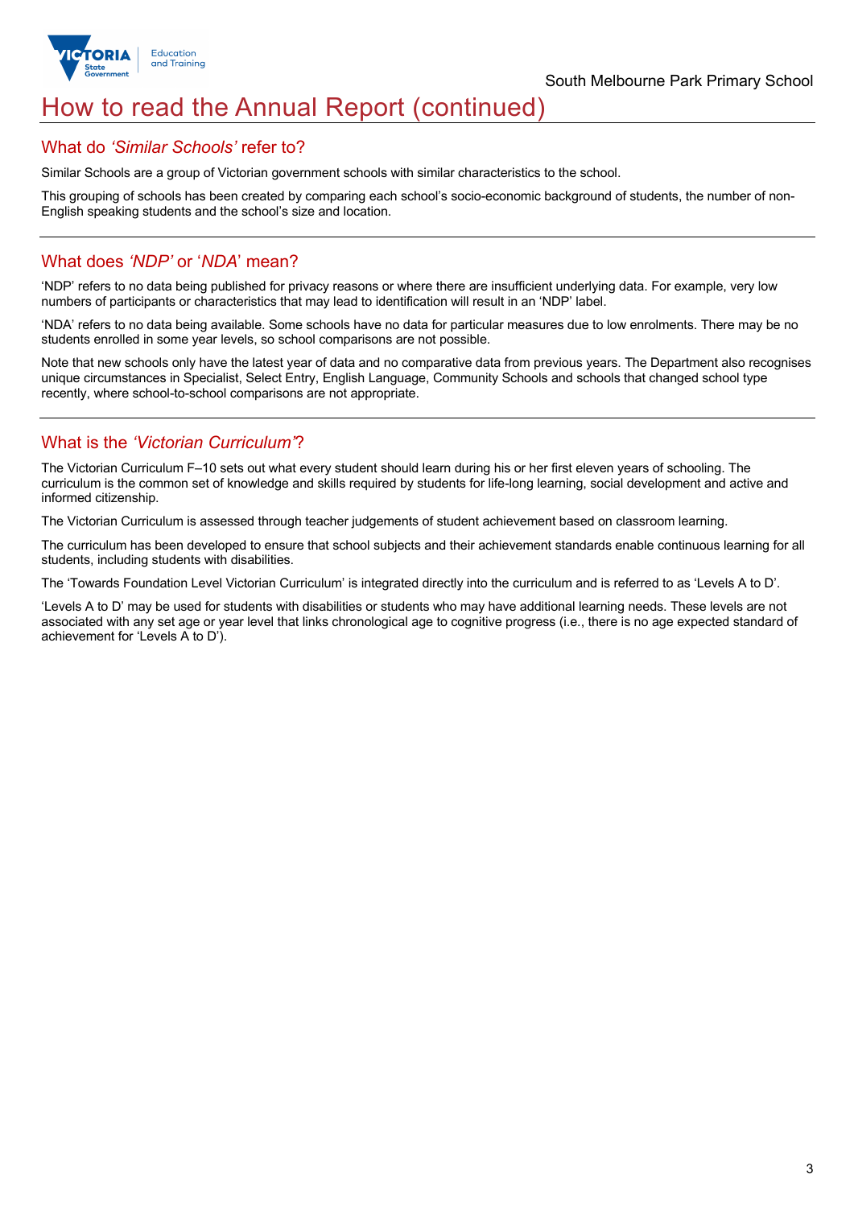# How to read the Annual Report (continued)

## What do *'Similar Schools'* refer to?

Similar Schools are a group of Victorian government schools with similar characteristics to the school.

This grouping of schools has been created by comparing each school's socio-economic background of students, the number of non-English speaking students and the school's size and location.

## What does *'NDP'* or '*NDA*' mean?

'NDP' refers to no data being published for privacy reasons or where there are insufficient underlying data. For example, very low numbers of participants or characteristics that may lead to identification will result in an 'NDP' label.

'NDA' refers to no data being available. Some schools have no data for particular measures due to low enrolments. There may be no students enrolled in some year levels, so school comparisons are not possible.

Note that new schools only have the latest year of data and no comparative data from previous years. The Department also recognises unique circumstances in Specialist, Select Entry, English Language, Community Schools and schools that changed school type recently, where school-to-school comparisons are not appropriate.

## What is the *'Victorian Curriculum'*?

The Victorian Curriculum F–10 sets out what every student should learn during his or her first eleven years of schooling. The curriculum is the common set of knowledge and skills required by students for life-long learning, social development and active and informed citizenship.

The Victorian Curriculum is assessed through teacher judgements of student achievement based on classroom learning.

The curriculum has been developed to ensure that school subjects and their achievement standards enable continuous learning for all students, including students with disabilities.

The 'Towards Foundation Level Victorian Curriculum' is integrated directly into the curriculum and is referred to as 'Levels A to D'.

'Levels A to D' may be used for students with disabilities or students who may have additional learning needs. These levels are not associated with any set age or year level that links chronological age to cognitive progress (i.e., there is no age expected standard of achievement for 'Levels A to D').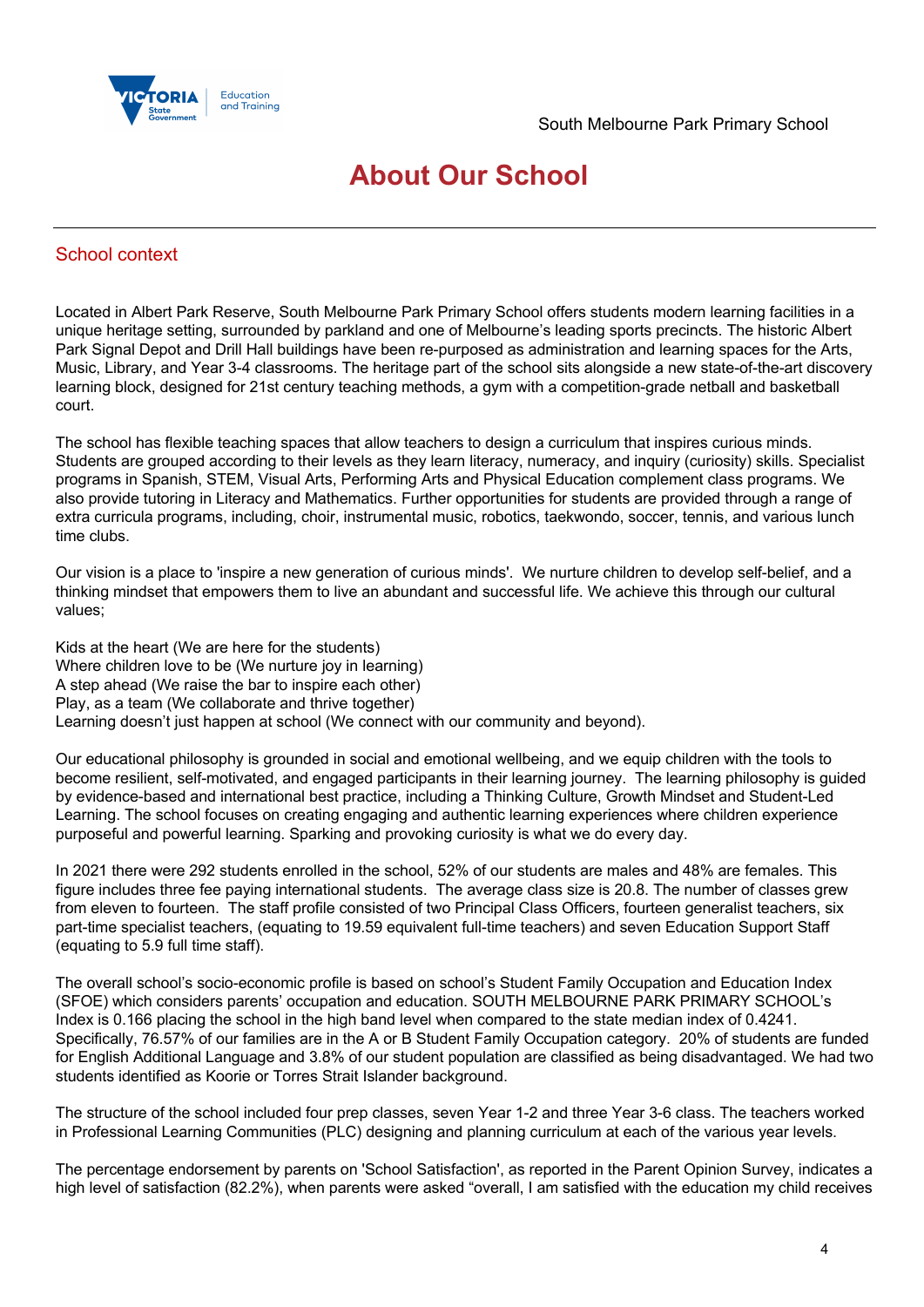# About Our School

## School context

Located in Albert Park Reserve, South Melbourne Park Primary School offers students modern learning facilities in a unique heritage setting, surrounded by parkland and one of Melbourne's leading sports precincts. The historic Albert Park Signal Depot and Drill Hall buildings have been re-purposed as administration and learning spaces for the Arts, Music, Library, and Year 3-4 classrooms. The heritage part of the school sits alongside a new state-of-the-art discovery learning block, designed for 21st century teaching methods, a gym with a competition-grade netball and basketball court.

The school has flexible teaching spaces that allow teachers to design a curriculum that inspires curious minds. Students are grouped according to their levels as they learn literacy, numeracy, and inquiry (curiosity) skills. Specialist programs in Spanish, STEM, Visual Arts, Performing Arts and Physical Education complement class programs. We also provide tutoring in Literacy and Mathematics. Further opportunities for students are provided through a range of extra curricula programs, including, choir, instrumental music, robotics, taekwondo, soccer, tennis, and various lunch time clubs.

Our vision is a place to 'inspire a new generation of curious minds'. We nurture children to develop self-belief, and a thinking mindset that empowers them to live an abundant and successful life. We achieve this through our cultural values;

Kids at the heart (We are here for the students)
Where children love to be (We nurture joy in learning)
A step ahead (We raise the bar to inspire each other)
Play, as a team (We collaborate and thrive together)
Learning doesn't just happen at school (We connect with our community and beyond).

Our educational philosophy is grounded in social and emotional wellbeing, and we equip children with the tools to become resilient, self-motivated, and engaged participants in their learning journey. The learning philosophy is guided by evidence-based and international best practice, including a Thinking Culture, Growth Mindset and Student-Led Learning. The school focuses on creating engaging and authentic learning experiences where children experience purposeful and powerful learning. Sparking and provoking curiosity is what we do every day.

In 2021 there were 292 students enrolled in the school, 52% of our students are males and 48% are females. This figure includes three fee paying international students. The average class size is 20.8. The number of classes grew from eleven to fourteen. The staff profile consisted of two Principal Class Officers, fourteen generalist teachers, six part-time specialist teachers, (equating to 19.59 equivalent full-time teachers) and seven Education Support Staff (equating to 5.9 full time staff).

The overall school's socio-economic profile is based on school's Student Family Occupation and Education Index (SFOE) which considers parents' occupation and education. SOUTH MELBOURNE PARK PRIMARY SCHOOL's Index is 0.166 placing the school in the high band level when compared to the state median index of 0.4241. Specifically, 76.57% of our families are in the A or B Student Family Occupation category. 20% of students are funded for English Additional Language and 3.8% of our student population are classified as being disadvantaged. We had two students identified as Koorie or Torres Strait Islander background.

The structure of the school included four prep classes, seven Year 1-2 and three Year 3-6 class. The teachers worked in Professional Learning Communities (PLC) designing and planning curriculum at each of the various year levels.

The percentage endorsement by parents on 'School Satisfaction', as reported in the Parent Opinion Survey, indicates a high level of satisfaction (82.2%), when parents were asked "overall, I am satisfied with the education my child receives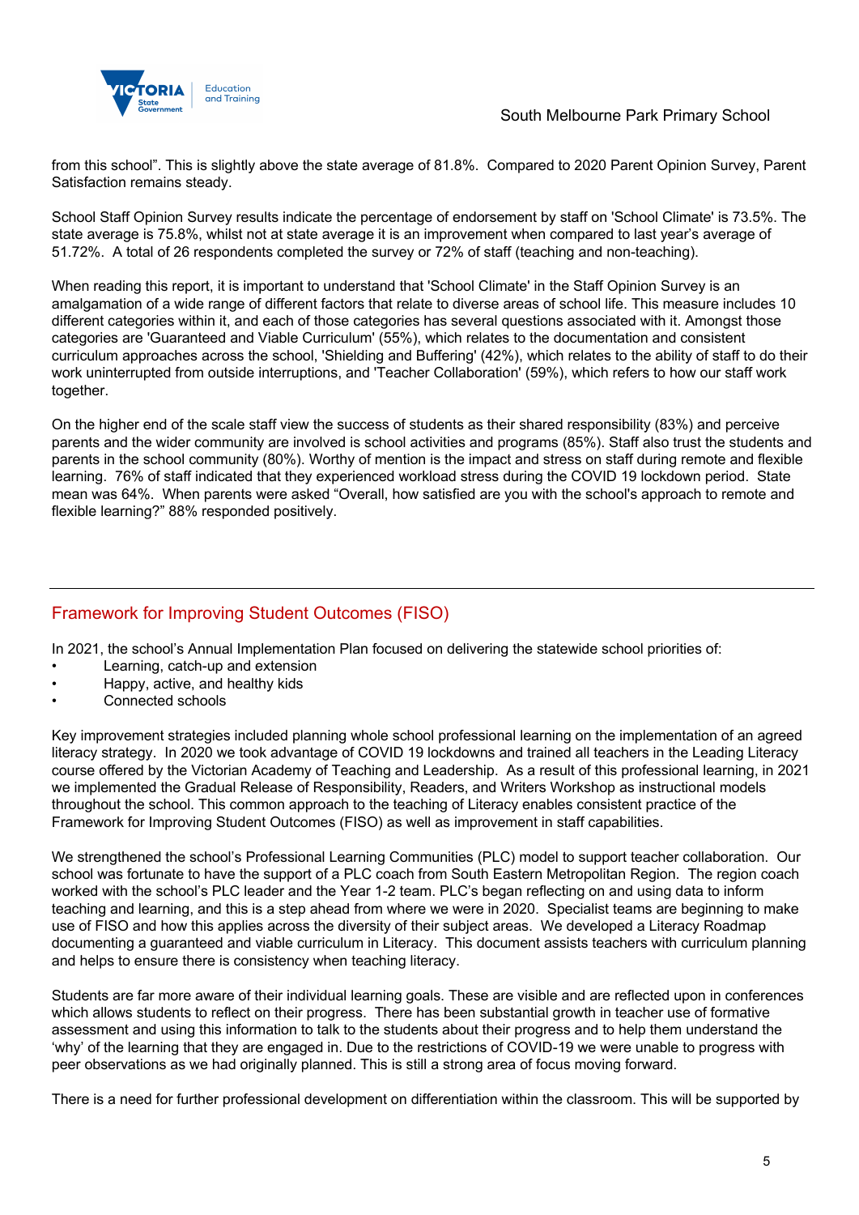from this school". This is slightly above the state average of 81.8%. Compared to 2020 Parent Opinion Survey, Parent Satisfaction remains steady.

School Staff Opinion Survey results indicate the percentage of endorsement by staff on 'School Climate' is 73.5%. The state average is 75.8%, whilst not at state average it is an improvement when compared to last year's average of 51.72%. A total of 26 respondents completed the survey or 72% of staff (teaching and non-teaching).

When reading this report, it is important to understand that 'School Climate' in the Staff Opinion Survey is an amalgamation of a wide range of different factors that relate to diverse areas of school life. This measure includes 10 different categories within it, and each of those categories has several questions associated with it. Amongst those categories are 'Guaranteed and Viable Curriculum' (55%), which relates to the documentation and consistent curriculum approaches across the school, 'Shielding and Buffering' (42%), which relates to the ability of staff to do their work uninterrupted from outside interruptions, and 'Teacher Collaboration' (59%), which refers to how our staff work together.

On the higher end of the scale staff view the success of students as their shared responsibility (83%) and perceive parents and the wider community are involved is school activities and programs (85%). Staff also trust the students and parents in the school community (80%). Worthy of mention is the impact and stress on staff during remote and flexible learning. 76% of staff indicated that they experienced workload stress during the COVID 19 lockdown period. State mean was 64%. When parents were asked "Overall, how satisfied are you with the school's approach to remote and flexible learning?" 88% responded positively.

## Framework for Improving Student Outcomes (FISO)

In 2021, the school's Annual Implementation Plan focused on delivering the statewide school priorities of:

- Learning, catch-up and extension
- Happy, active, and healthy kids
- Connected schools

Key improvement strategies included planning whole school professional learning on the implementation of an agreed literacy strategy. In 2020 we took advantage of COVID 19 lockdowns and trained all teachers in the Leading Literacy course offered by the Victorian Academy of Teaching and Leadership. As a result of this professional learning, in 2021 we implemented the Gradual Release of Responsibility, Readers, and Writers Workshop as instructional models throughout the school. This common approach to the teaching of Literacy enables consistent practice of the Framework for Improving Student Outcomes (FISO) as well as improvement in staff capabilities.

We strengthened the school's Professional Learning Communities (PLC) model to support teacher collaboration. Our school was fortunate to have the support of a PLC coach from South Eastern Metropolitan Region. The region coach worked with the school's PLC leader and the Year 1-2 team. PLC's began reflecting on and using data to inform teaching and learning, and this is a step ahead from where we were in 2020. Specialist teams are beginning to make use of FISO and how this applies across the diversity of their subject areas. We developed a Literacy Roadmap documenting a guaranteed and viable curriculum in Literacy. This document assists teachers with curriculum planning and helps to ensure there is consistency when teaching literacy.

Students are far more aware of their individual learning goals. These are visible and are reflected upon in conferences which allows students to reflect on their progress. There has been substantial growth in teacher use of formative assessment and using this information to talk to the students about their progress and to help them understand the 'why' of the learning that they are engaged in. Due to the restrictions of COVID-19 we were unable to progress with peer observations as we had originally planned. This is still a strong area of focus moving forward.

There is a need for further professional development on differentiation within the classroom. This will be supported by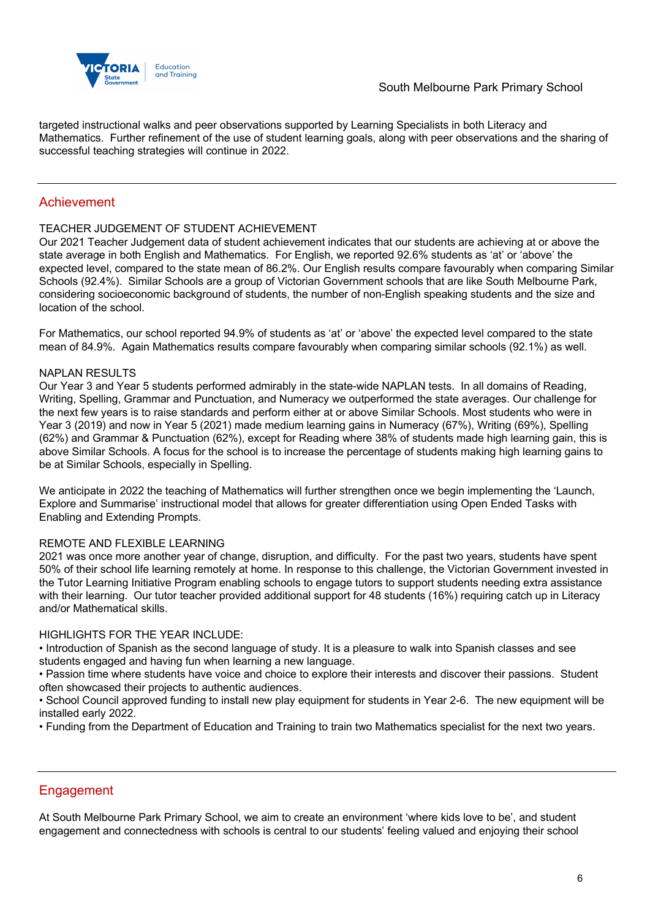targeted instructional walks and peer observations supported by Learning Specialists in both Literacy and Mathematics. Further refinement of the use of student learning goals, along with peer observations and the sharing of successful teaching strategies will continue in 2022.

## Achievement

TEACHER JUDGEMENT OF STUDENT ACHIEVEMENT
Our 2021 Teacher Judgement data of student achievement indicates that our students are achieving at or above the state average in both English and Mathematics. For English, we reported 92.6% students as 'at' or 'above' the expected level, compared to the state mean of 86.2%. Our English results compare favourably when comparing Similar Schools (92.4%). Similar Schools are a group of Victorian Government schools that are like South Melbourne Park, considering socioeconomic background of students, the number of non-English speaking students and the size and location of the school.

For Mathematics, our school reported 94.9% of students as 'at' or 'above' the expected level compared to the state mean of 84.9%. Again Mathematics results compare favourably when comparing similar schools (92.1%) as well.

NAPLAN RESULTS
Our Year 3 and Year 5 students performed admirably in the state-wide NAPLAN tests. In all domains of Reading, Writing, Spelling, Grammar and Punctuation, and Numeracy we outperformed the state averages. Our challenge for the next few years is to raise standards and perform either at or above Similar Schools. Most students who were in Year 3 (2019) and now in Year 5 (2021) made medium learning gains in Numeracy (67%), Writing (69%), Spelling (62%) and Grammar & Punctuation (62%), except for Reading where 38% of students made high learning gain, this is above Similar Schools. A focus for the school is to increase the percentage of students making high learning gains to be at Similar Schools, especially in Spelling.

We anticipate in 2022 the teaching of Mathematics will further strengthen once we begin implementing the 'Launch, Explore and Summarise' instructional model that allows for greater differentiation using Open Ended Tasks with Enabling and Extending Prompts.

REMOTE AND FLEXIBLE LEARNING
2021 was once more another year of change, disruption, and difficulty. For the past two years, students have spent 50% of their school life learning remotely at home. In response to this challenge, the Victorian Government invested in the Tutor Learning Initiative Program enabling schools to engage tutors to support students needing extra assistance with their learning. Our tutor teacher provided additional support for 48 students (16%) requiring catch up in Literacy and/or Mathematical skills.

HIGHLIGHTS FOR THE YEAR INCLUDE:
• Introduction of Spanish as the second language of study. It is a pleasure to walk into Spanish classes and see students engaged and having fun when learning a new language.
• Passion time where students have voice and choice to explore their interests and discover their passions. Student often showcased their projects to authentic audiences.
• School Council approved funding to install new play equipment for students in Year 2-6. The new equipment will be installed early 2022.
• Funding from the Department of Education and Training to train two Mathematics specialist for the next two years.

## Engagement

At South Melbourne Park Primary School, we aim to create an environment 'where kids love to be', and student engagement and connectedness with schools is central to our students' feeling valued and enjoying their school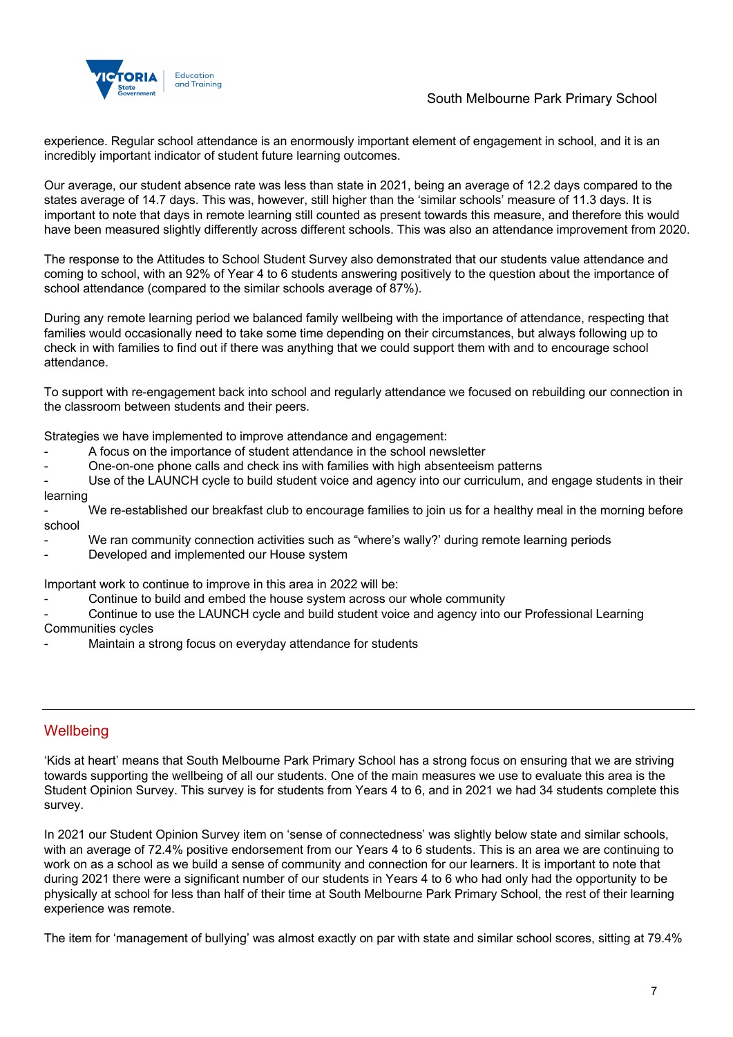experience. Regular school attendance is an enormously important element of engagement in school, and it is an incredibly important indicator of student future learning outcomes.

Our average, our student absence rate was less than state in 2021, being an average of 12.2 days compared to the states average of 14.7 days. This was, however, still higher than the 'similar schools' measure of 11.3 days. It is important to note that days in remote learning still counted as present towards this measure, and therefore this would have been measured slightly differently across different schools. This was also an attendance improvement from 2020.

The response to the Attitudes to School Student Survey also demonstrated that our students value attendance and coming to school, with an 92% of Year 4 to 6 students answering positively to the question about the importance of school attendance (compared to the similar schools average of 87%).

During any remote learning period we balanced family wellbeing with the importance of attendance, respecting that families would occasionally need to take some time depending on their circumstances, but always following up to check in with families to find out if there was anything that we could support them with and to encourage school attendance.

To support with re-engagement back into school and regularly attendance we focused on rebuilding our connection in the classroom between students and their peers.

Strategies we have implemented to improve attendance and engagement:

- A focus on the importance of student attendance in the school newsletter
- One-on-one phone calls and check ins with families with high absenteeism patterns
- Use of the LAUNCH cycle to build student voice and agency into our curriculum, and engage students in their learning
- We re-established our breakfast club to encourage families to join us for a healthy meal in the morning before school
- We ran community connection activities such as "where's wally?' during remote learning periods
- Developed and implemented our House system

Important work to continue to improve in this area in 2022 will be:

- Continue to build and embed the house system across our whole community
- Continue to use the LAUNCH cycle and build student voice and agency into our Professional Learning Communities cycles
- Maintain a strong focus on everyday attendance for students

---

## Wellbeing

'Kids at heart' means that South Melbourne Park Primary School has a strong focus on ensuring that we are striving towards supporting the wellbeing of all our students. One of the main measures we use to evaluate this area is the Student Opinion Survey. This survey is for students from Years 4 to 6, and in 2021 we had 34 students complete this survey.

In 2021 our Student Opinion Survey item on 'sense of connectedness' was slightly below state and similar schools, with an average of 72.4% positive endorsement from our Years 4 to 6 students. This is an area we are continuing to work on as a school as we build a sense of community and connection for our learners. It is important to note that during 2021 there were a significant number of our students in Years 4 to 6 who had only had the opportunity to be physically at school for less than half of their time at South Melbourne Park Primary School, the rest of their learning experience was remote.

The item for 'management of bullying' was almost exactly on par with state and similar school scores, sitting at 79.4%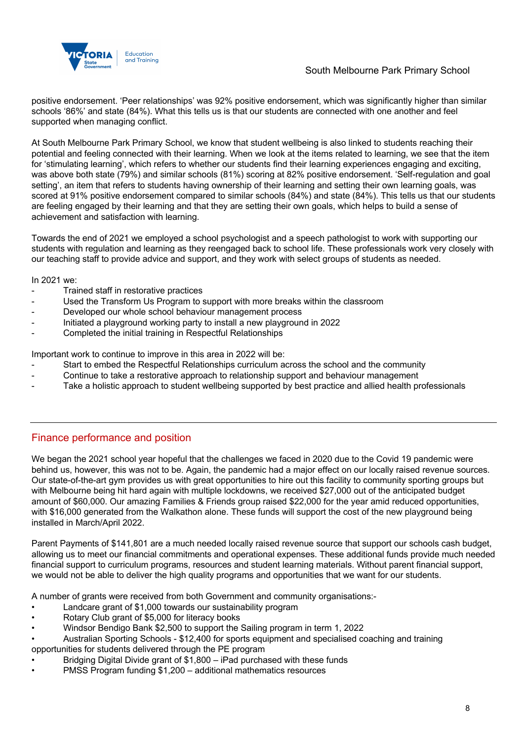positive endorsement. 'Peer relationships' was 92% positive endorsement, which was significantly higher than similar schools '86%' and state (84%). What this tells us is that our students are connected with one another and feel supported when managing conflict.

At South Melbourne Park Primary School, we know that student wellbeing is also linked to students reaching their potential and feeling connected with their learning. When we look at the items related to learning, we see that the item for 'stimulating learning', which refers to whether our students find their learning experiences engaging and exciting, was above both state (79%) and similar schools (81%) scoring at 82% positive endorsement. 'Self-regulation and goal setting', an item that refers to students having ownership of their learning and setting their own learning goals, was scored at 91% positive endorsement compared to similar schools (84%) and state (84%). This tells us that our students are feeling engaged by their learning and that they are setting their own goals, which helps to build a sense of achievement and satisfaction with learning.

Towards the end of 2021 we employed a school psychologist and a speech pathologist to work with supporting our students with regulation and learning as they reengaged back to school life. These professionals work very closely with our teaching staff to provide advice and support, and they work with select groups of students as needed.

In 2021 we:

- Trained staff in restorative practices
- Used the Transform Us Program to support with more breaks within the classroom
- Developed our whole school behaviour management process
- Initiated a playground working party to install a new playground in 2022
- Completed the initial training in Respectful Relationships

Important work to continue to improve in this area in 2022 will be:

- Start to embed the Respectful Relationships curriculum across the school and the community
- Continue to take a restorative approach to relationship support and behaviour management
- Take a holistic approach to student wellbeing supported by best practice and allied health professionals

## Finance performance and position

We began the 2021 school year hopeful that the challenges we faced in 2020 due to the Covid 19 pandemic were behind us, however, this was not to be. Again, the pandemic had a major effect on our locally raised revenue sources. Our state-of-the-art gym provides us with great opportunities to hire out this facility to community sporting groups but with Melbourne being hit hard again with multiple lockdowns, we received $27,000 out of the anticipated budget amount of $60,000. Our amazing Families & Friends group raised $22,000 for the year amid reduced opportunities, with $16,000 generated from the Walkathon alone. These funds will support the cost of the new playground being installed in March/April 2022.

Parent Payments of $141,801 are a much needed locally raised revenue source that support our schools cash budget, allowing us to meet our financial commitments and operational expenses. These additional funds provide much needed financial support to curriculum programs, resources and student learning materials. Without parent financial support, we would not be able to deliver the high quality programs and opportunities that we want for our students.

A number of grants were received from both Government and community organisations:-

- Landcare grant of $1,000 towards our sustainability program
- Rotary Club grant of $5,000 for literacy books
- Windsor Bendigo Bank $2,500 to support the Sailing program in term 1, 2022
- Australian Sporting Schools - $12,400 for sports equipment and specialised coaching and training opportunities for students delivered through the PE program
- Bridging Digital Divide grant of $1,800 – iPad purchased with these funds
- PMSS Program funding $1,200 – additional mathematics resources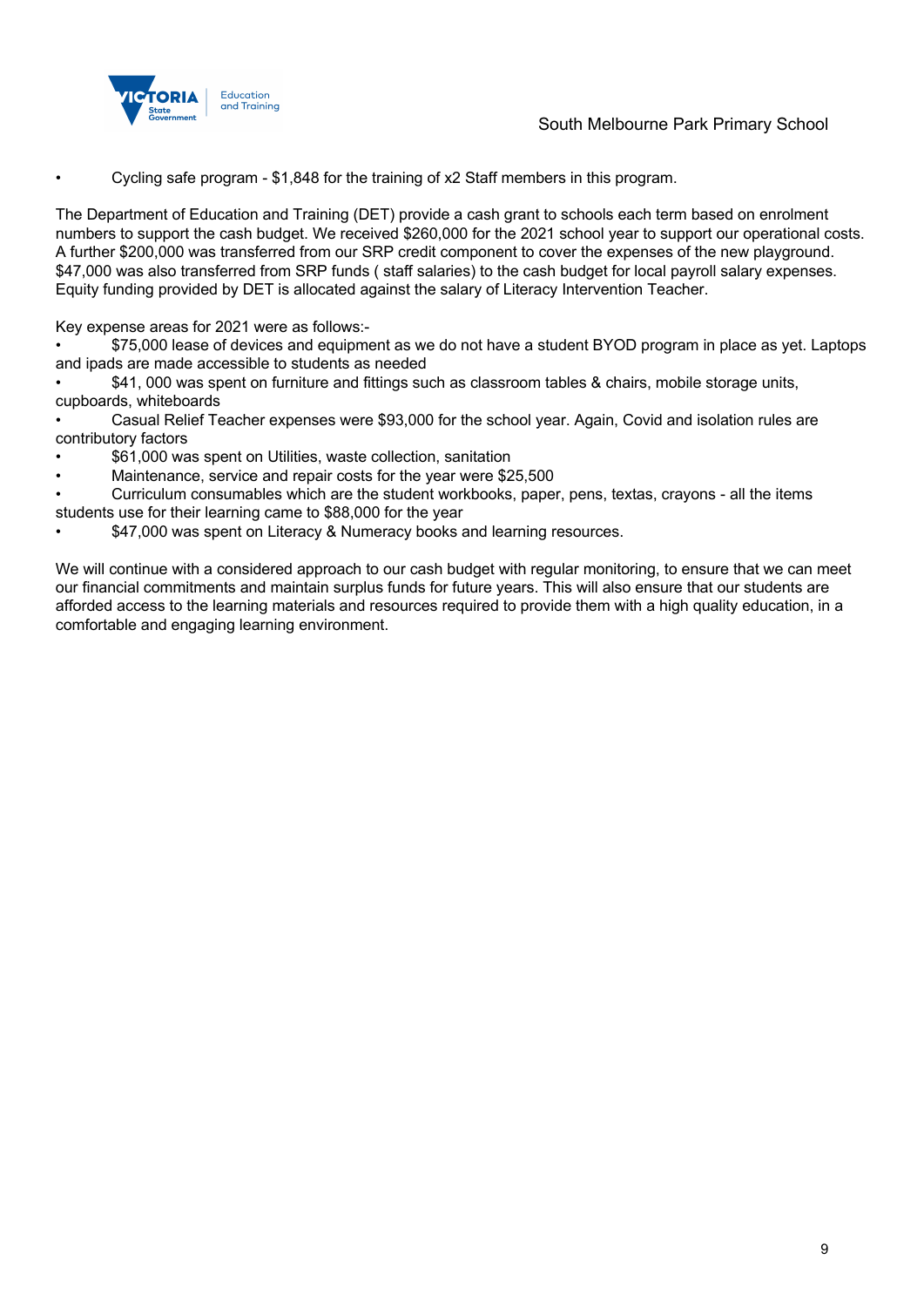- Cycling safe program - $1,848 for the training of x2 Staff members in this program.

The Department of Education and Training (DET) provide a cash grant to schools each term based on enrolment numbers to support the cash budget. We received $260,000 for the 2021 school year to support our operational costs. A further $200,000 was transferred from our SRP credit component to cover the expenses of the new playground. $47,000 was also transferred from SRP funds ( staff salaries) to the cash budget for local payroll salary expenses. Equity funding provided by DET is allocated against the salary of Literacy Intervention Teacher.

Key expense areas for 2021 were as follows:-

- $75,000 lease of devices and equipment as we do not have a student BYOD program in place as yet. Laptops and ipads are made accessible to students as needed
- $41, 000 was spent on furniture and fittings such as classroom tables & chairs, mobile storage units, cupboards, whiteboards
- Casual Relief Teacher expenses were $93,000 for the school year. Again, Covid and isolation rules are contributory factors
- $61,000 was spent on Utilities, waste collection, sanitation
- Maintenance, service and repair costs for the year were $25,500
- Curriculum consumables which are the student workbooks, paper, pens, textas, crayons - all the items students use for their learning came to $88,000 for the year
- $47,000 was spent on Literacy & Numeracy books and learning resources.

We will continue with a considered approach to our cash budget with regular monitoring, to ensure that we can meet our financial commitments and maintain surplus funds for future years. This will also ensure that our students are afforded access to the learning materials and resources required to provide them with a high quality education, in a comfortable and engaging learning environment.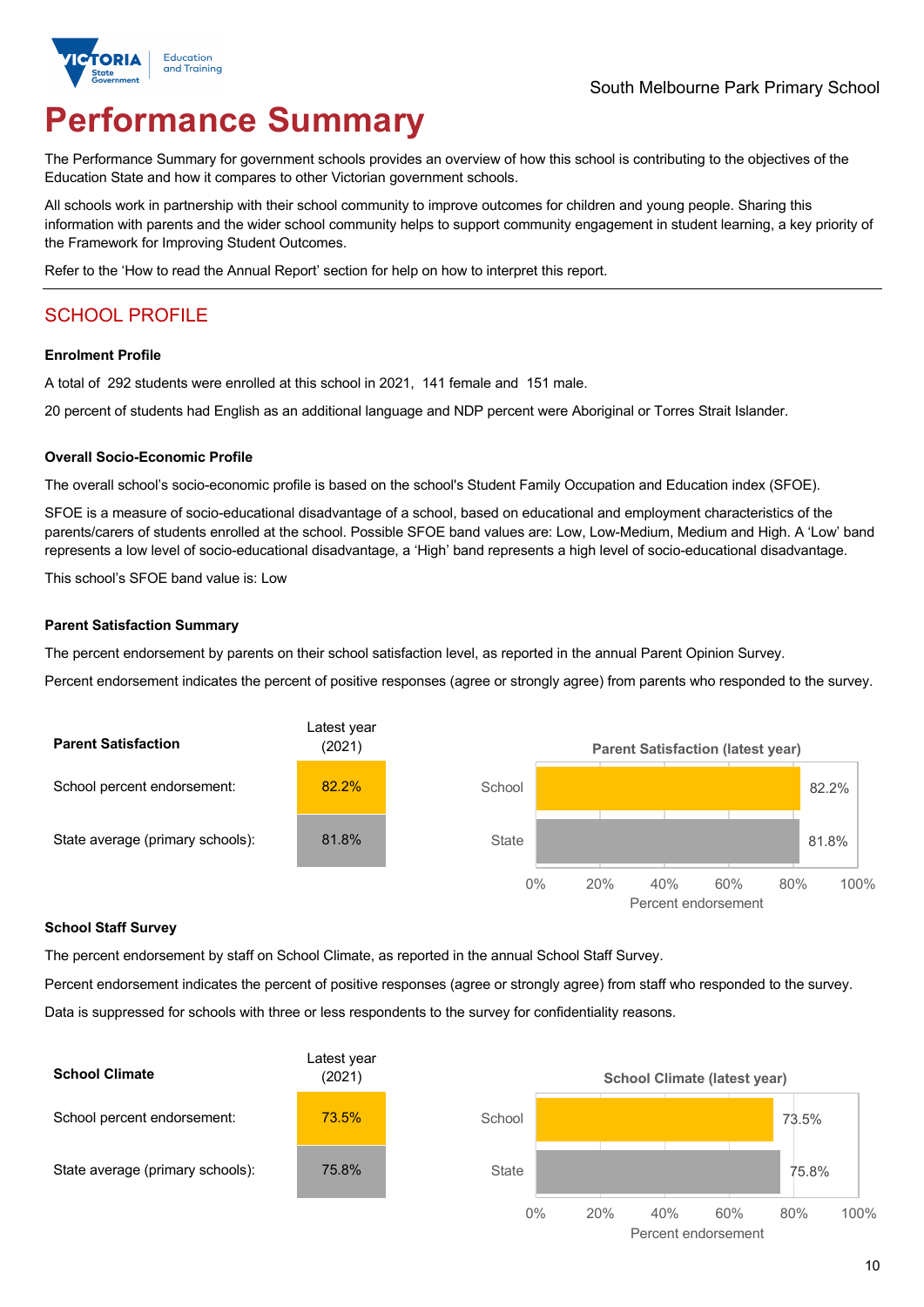# Performance Summary

The Performance Summary for government schools provides an overview of how this school is contributing to the objectives of the Education State and how it compares to other Victorian government schools.

All schools work in partnership with their school community to improve outcomes for children and young people. Sharing this information with parents and the wider school community helps to support community engagement in student learning, a key priority of the Framework for Improving Student Outcomes.

Refer to the 'How to read the Annual Report' section for help on how to interpret this report.

## SCHOOL PROFILE

### Enrolment Profile

A total of 292 students were enrolled at this school in 2021, 141 female and 151 male.

20 percent of students had English as an additional language and NDP percent were Aboriginal or Torres Strait Islander.

### Overall Socio-Economic Profile

The overall school's socio-economic profile is based on the school's Student Family Occupation and Education index (SFOE).

SFOE is a measure of socio-educational disadvantage of a school, based on educational and employment characteristics of the parents/carers of students enrolled at the school. Possible SFOE band values are: Low, Low-Medium, Medium and High. A 'Low' band represents a low level of socio-educational disadvantage, a 'High' band represents a high level of socio-educational disadvantage.

This school's SFOE band value is: Low

### Parent Satisfaction Summary

The percent endorsement by parents on their school satisfaction level, as reported in the annual Parent Opinion Survey.

Percent endorsement indicates the percent of positive responses (agree or strongly agree) from parents who responded to the survey.

| Parent Satisfaction | Latest year (2021) |
|---|---|
| School percent endorsement: | 82.2% |
| State average (primary schools): | 81.8% |

**Parent Satisfaction (latest year)**

| | Percent endorsement |
|---|---|
| School | 82.2% |
| State | 81.8% |

### School Staff Survey

The percent endorsement by staff on School Climate, as reported in the annual School Staff Survey.

Percent endorsement indicates the percent of positive responses (agree or strongly agree) from staff who responded to the survey.

Data is suppressed for schools with three or less respondents to the survey for confidentiality reasons.

| School Climate | Latest year (2021) |
|---|---|
| School percent endorsement: | 73.5% |
| State average (primary schools): | 75.8% |

**School Climate (latest year)**

| | Percent endorsement |
|---|---|
| School | 73.5% |
| State | 75.8% |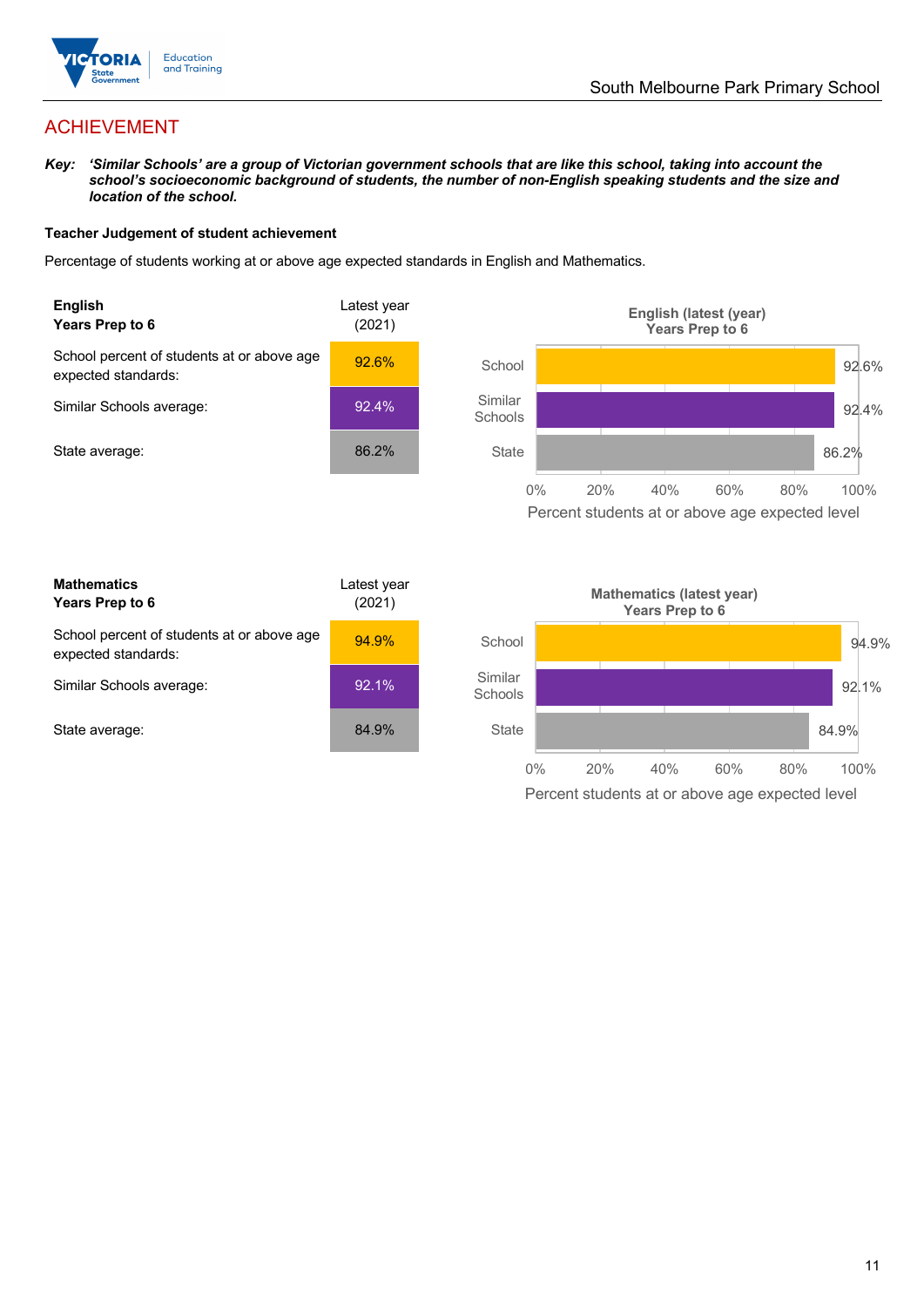# ACHIEVEMENT

***Key:*** ***'Similar Schools' are a group of Victorian government schools that are like this school, taking into account the school's socioeconomic background of students, the number of non-English speaking students and the size and location of the school.***

**Teacher Judgement of student achievement**

Percentage of students working at or above age expected standards in English and Mathematics.

| **English** **Years Prep to 6** | Latest year (2021) |
|---|---|
| School percent of students at or above age expected standards: | 92.6% |
| Similar Schools average: | 92.4% |
| State average: | 86.2% |

**English (latest (year) Years Prep to 6**

| | Percent students at or above age expected level |
|---|---|
| School | 92.6% |
| Similar Schools | 92.4% |
| State | 86.2% |

| **Mathematics** **Years Prep to 6** | Latest year (2021) |
|---|---|
| School percent of students at or above age expected standards: | 94.9% |
| Similar Schools average: | 92.1% |
| State average: | 84.9% |

**Mathematics (latest year) Years Prep to 6**

| | Percent students at or above age expected level |
|---|---|
| School | 94.9% |
| Similar Schools | 92.1% |
| State | 84.9% |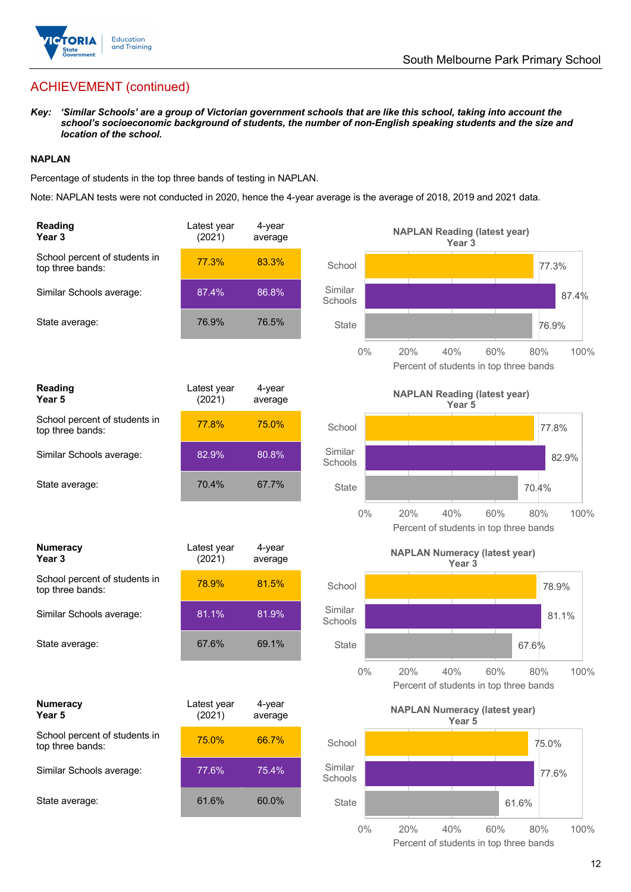## ACHIEVEMENT (continued)

**Key:** ***'Similar Schools' are a group of Victorian government schools that are like this school, taking into account the school's socioeconomic background of students, the number of non-English speaking students and the size and location of the school.***

**NAPLAN**

Percentage of students in the top three bands of testing in NAPLAN.

Note: NAPLAN tests were not conducted in 2020, hence the 4-year average is the average of 2018, 2019 and 2021 data.

| **Reading Year 3** | Latest year (2021) | 4-year average |
|---|---|---|
| School percent of students in top three bands: | 77.3% | 83.3% |
| Similar Schools average: | 87.4% | 86.8% |
| State average: | 76.9% | 76.5% |

**NAPLAN Reading (latest year) Year 3**

| | Percent of students in top three bands |
|---|---|
| School | 77.3% |
| Similar Schools | 87.4% |
| State | 76.9% |

| **Reading Year 5** | Latest year (2021) | 4-year average |
|---|---|---|
| School percent of students in top three bands: | 77.8% | 75.0% |
| Similar Schools average: | 82.9% | 80.8% |
| State average: | 70.4% | 67.7% |

**NAPLAN Reading (latest year) Year 5**

| | Percent of students in top three bands |
|---|---|
| School | 77.8% |
| Similar Schools | 82.9% |
| State | 70.4% |

| **Numeracy Year 3** | Latest year (2021) | 4-year average |
|---|---|---|
| School percent of students in top three bands: | 78.9% | 81.5% |
| Similar Schools average: | 81.1% | 81.9% |
| State average: | 67.6% | 69.1% |

**NAPLAN Numeracy (latest year) Year 3**

| | Percent of students in top three bands |
|---|---|
| School | 78.9% |
| Similar Schools | 81.1% |
| State | 67.6% |

| **Numeracy Year 5** | Latest year (2021) | 4-year average |
|---|---|---|
| School percent of students in top three bands: | 75.0% | 66.7% |
| Similar Schools average: | 77.6% | 75.4% |
| State average: | 61.6% | 60.0% |

**NAPLAN Numeracy (latest year) Year 5**

| | Percent of students in top three bands |
|---|---|
| School | 75.0% |
| Similar Schools | 77.6% |
| State | 61.6% |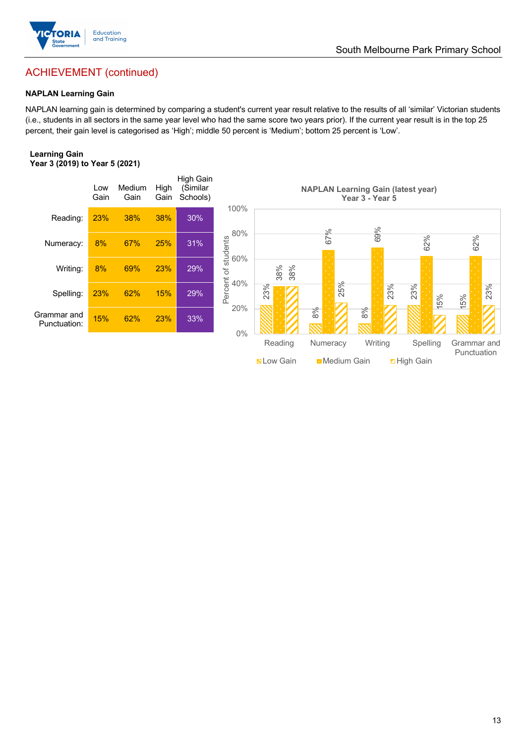## ACHIEVEMENT (continued)

### NAPLAN Learning Gain

NAPLAN learning gain is determined by comparing a student's current year result relative to the results of all 'similar' Victorian students (i.e., students in all sectors in the same year level who had the same score two years prior). If the current year result is in the top 25 percent, their gain level is categorised as 'High'; middle 50 percent is 'Medium'; bottom 25 percent is 'Low'.

**Learning Gain**
**Year 3 (2019) to Year 5 (2021)**

| | Low Gain | Medium Gain | High Gain | High Gain (Similar Schools) |
|---|---|---|---|---|
| Reading: | 23% | 38% | 38% | 30% |
| Numeracy: | 8% | 67% | 25% | 31% |
| Writing: | 8% | 69% | 23% | 29% |
| Spelling: | 23% | 62% | 15% | 29% |
| Grammar and Punctuation: | 15% | 62% | 23% | 33% |

**NAPLAN Learning Gain (latest year)**
**Year 3 - Year 5**

| | Low Gain | Medium Gain | High Gain |
|---|---|---|---|
| Reading | 23% | 38% | 38% |
| Numeracy | 8% | 67% | 25% |
| Writing | 8% | 69% | 23% |
| Spelling | 23% | 62% | 15% |
| Grammar and Punctuation | 15% | 62% | 23% |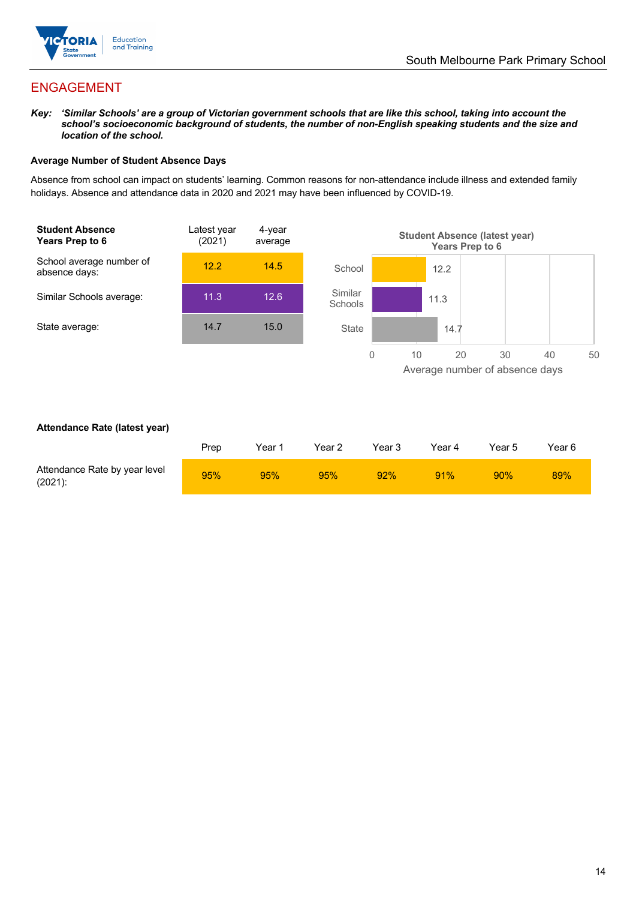## ENGAGEMENT

***Key:*** ***'Similar Schools' are a group of Victorian government schools that are like this school, taking into account the school's socioeconomic background of students, the number of non-English speaking students and the size and location of the school.***

### Average Number of Student Absence Days

Absence from school can impact on students' learning. Common reasons for non-attendance include illness and extended family holidays. Absence and attendance data in 2020 and 2021 may have been influenced by COVID-19.

| **Student Absence Years Prep to 6** | Latest year (2021) | 4-year average |
|---|---|---|
| School average number of absence days: | 12.2 | 14.5 |
| Similar Schools average: | 11.3 | 12.6 |
| State average: | 14.7 | 15.0 |

**Student Absence (latest year) Years Prep to 6**

| | Average number of absence days |
|---|---|
| School | 12.2 |
| Similar Schools | 11.3 |
| State | 14.7 |

### Attendance Rate (latest year)

| | Prep | Year 1 | Year 2 | Year 3 | Year 4 | Year 5 | Year 6 |
|---|---|---|---|---|---|---|---|
| Attendance Rate by year level (2021): | 95% | 95% | 95% | 92% | 91% | 90% | 89% |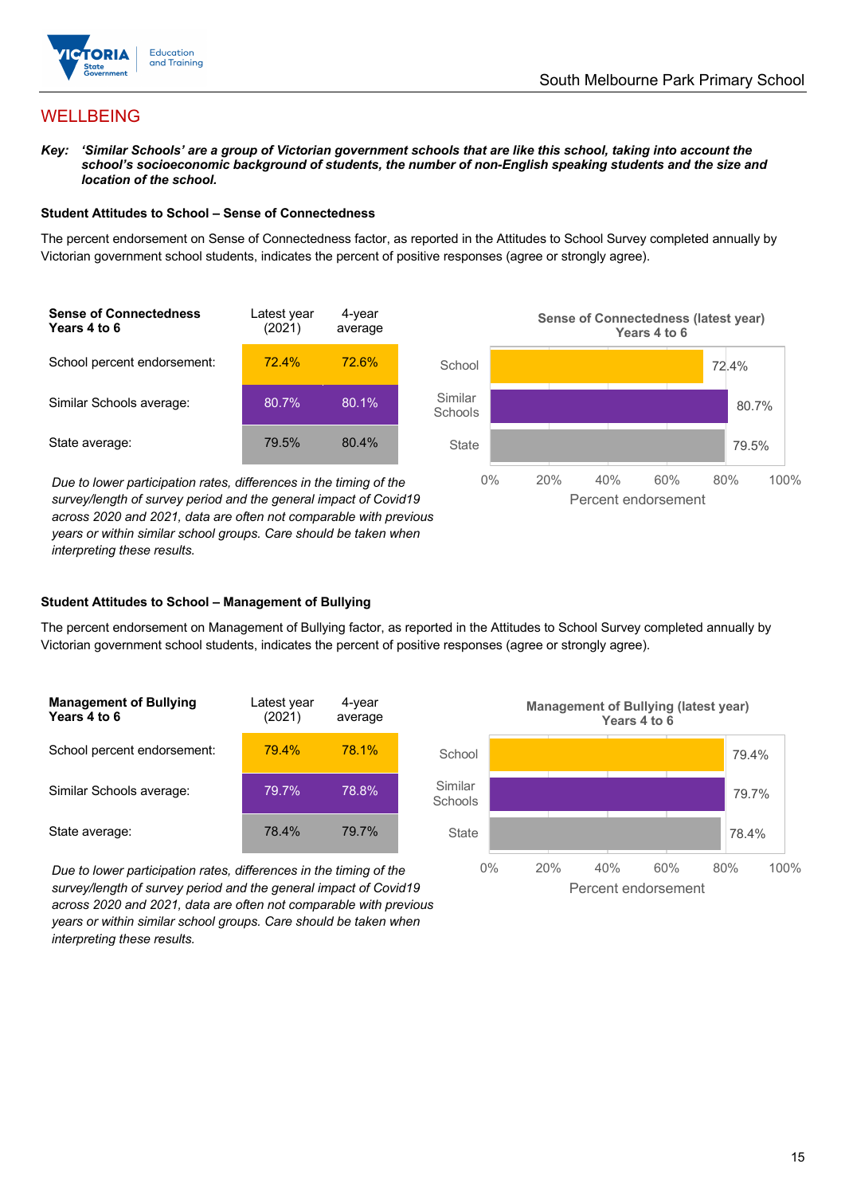## WELLBEING

***Key:** 'Similar Schools' are a group of Victorian government schools that are like this school, taking into account the school's socioeconomic background of students, the number of non-English speaking students and the size and location of the school.*

### Student Attitudes to School – Sense of Connectedness

The percent endorsement on Sense of Connectedness factor, as reported in the Attitudes to School Survey completed annually by Victorian government school students, indicates the percent of positive responses (agree or strongly agree).

| Sense of Connectedness Years 4 to 6 | Latest year (2021) | 4-year average |
|---|---|---|
| School percent endorsement: | 72.4% | 72.6% |
| Similar Schools average: | 80.7% | 80.1% |
| State average: | 79.5% | 80.4% |

*Due to lower participation rates, differences in the timing of the survey/length of survey period and the general impact of Covid19 across 2020 and 2021, data are often not comparable with previous years or within similar school groups. Care should be taken when interpreting these results.*

**Sense of Connectedness (latest year) Years 4 to 6**

| | Percent endorsement |
|---|---|
| School | 72.4% |
| Similar Schools | 80.7% |
| State | 79.5% |

### Student Attitudes to School – Management of Bullying

The percent endorsement on Management of Bullying factor, as reported in the Attitudes to School Survey completed annually by Victorian government school students, indicates the percent of positive responses (agree or strongly agree).

| Management of Bullying Years 4 to 6 | Latest year (2021) | 4-year average |
|---|---|---|
| School percent endorsement: | 79.4% | 78.1% |
| Similar Schools average: | 79.7% | 78.8% |
| State average: | 78.4% | 79.7% |

*Due to lower participation rates, differences in the timing of the survey/length of survey period and the general impact of Covid19 across 2020 and 2021, data are often not comparable with previous years or within similar school groups. Care should be taken when interpreting these results.*

**Management of Bullying (latest year) Years 4 to 6**

| | Percent endorsement |
|---|---|
| School | 79.4% |
| Similar Schools | 79.7% |
| State | 78.4% |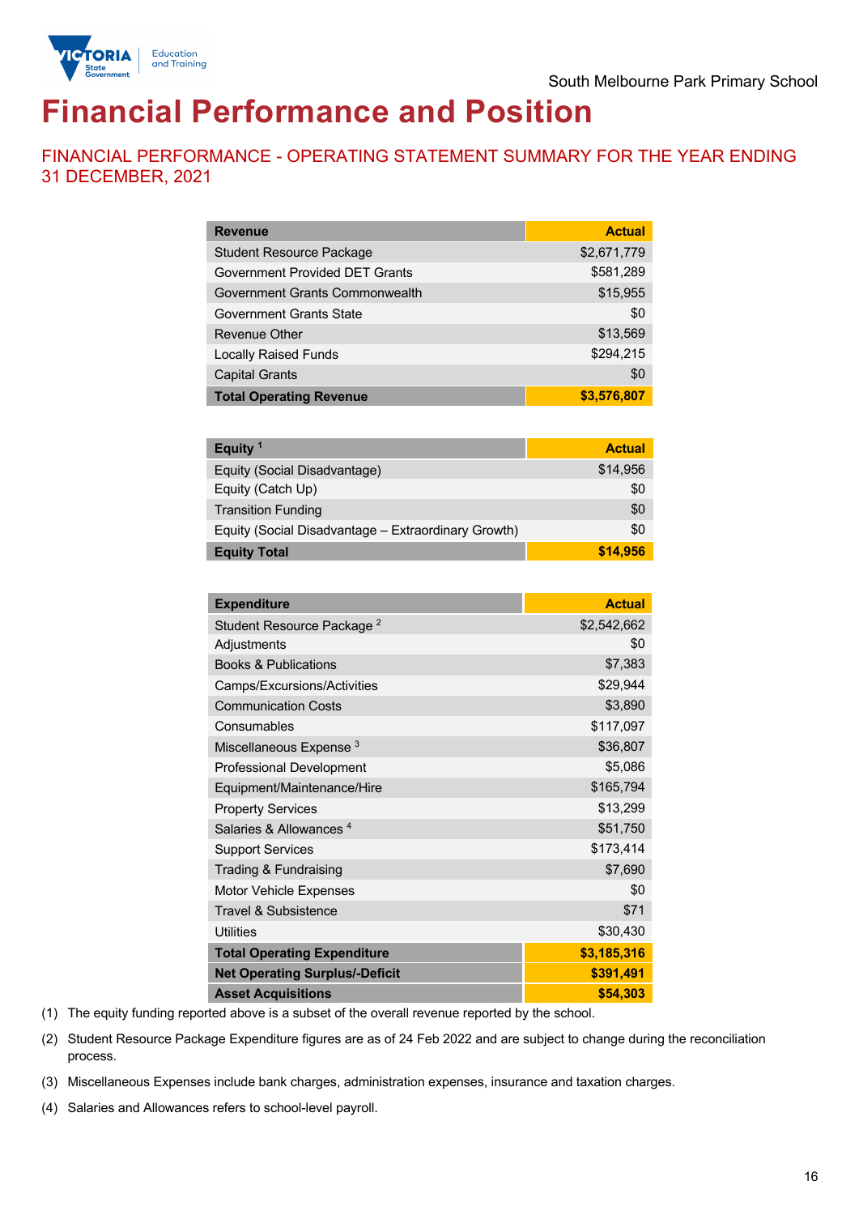# Financial Performance and Position

## FINANCIAL PERFORMANCE - OPERATING STATEMENT SUMMARY FOR THE YEAR ENDING 31 DECEMBER, 2021

| Revenue | Actual |
|---|---|
| Student Resource Package | $2,671,779 |
| Government Provided DET Grants | $581,289 |
| Government Grants Commonwealth | $15,955 |
| Government Grants State | $0 |
| Revenue Other | $13,569 |
| Locally Raised Funds | $294,215 |
| Capital Grants | $0 |
| **Total Operating Revenue** | **$3,576,807** |

| Equity [1] | Actual |
|---|---|
| Equity (Social Disadvantage) | $14,956 |
| Equity (Catch Up) | $0 |
| Transition Funding | $0 |
| Equity (Social Disadvantage – Extraordinary Growth) | $0 |
| **Equity Total** | **$14,956** |

| Expenditure | Actual |
|---|---|
| Student Resource Package [2] | $2,542,662 |
| Adjustments | $0 |
| Books & Publications | $7,383 |
| Camps/Excursions/Activities | $29,944 |
| Communication Costs | $3,890 |
| Consumables | $117,097 |
| Miscellaneous Expense [3] | $36,807 |
| Professional Development | $5,086 |
| Equipment/Maintenance/Hire | $165,794 |
| Property Services | $13,299 |
| Salaries & Allowances [4] | $51,750 |
| Support Services | $173,414 |
| Trading & Fundraising | $7,690 |
| Motor Vehicle Expenses | $0 |
| Travel & Subsistence | $71 |
| Utilities | $30,430 |
| **Total Operating Expenditure** | **$3,185,316** |
| **Net Operating Surplus/-Deficit** | **$391,491** |
| **Asset Acquisitions** | **$54,303** |

(1) The equity funding reported above is a subset of the overall revenue reported by the school.

(2) Student Resource Package Expenditure figures are as of 24 Feb 2022 and are subject to change during the reconciliation process.

(3) Miscellaneous Expenses include bank charges, administration expenses, insurance and taxation charges.

(4) Salaries and Allowances refers to school-level payroll.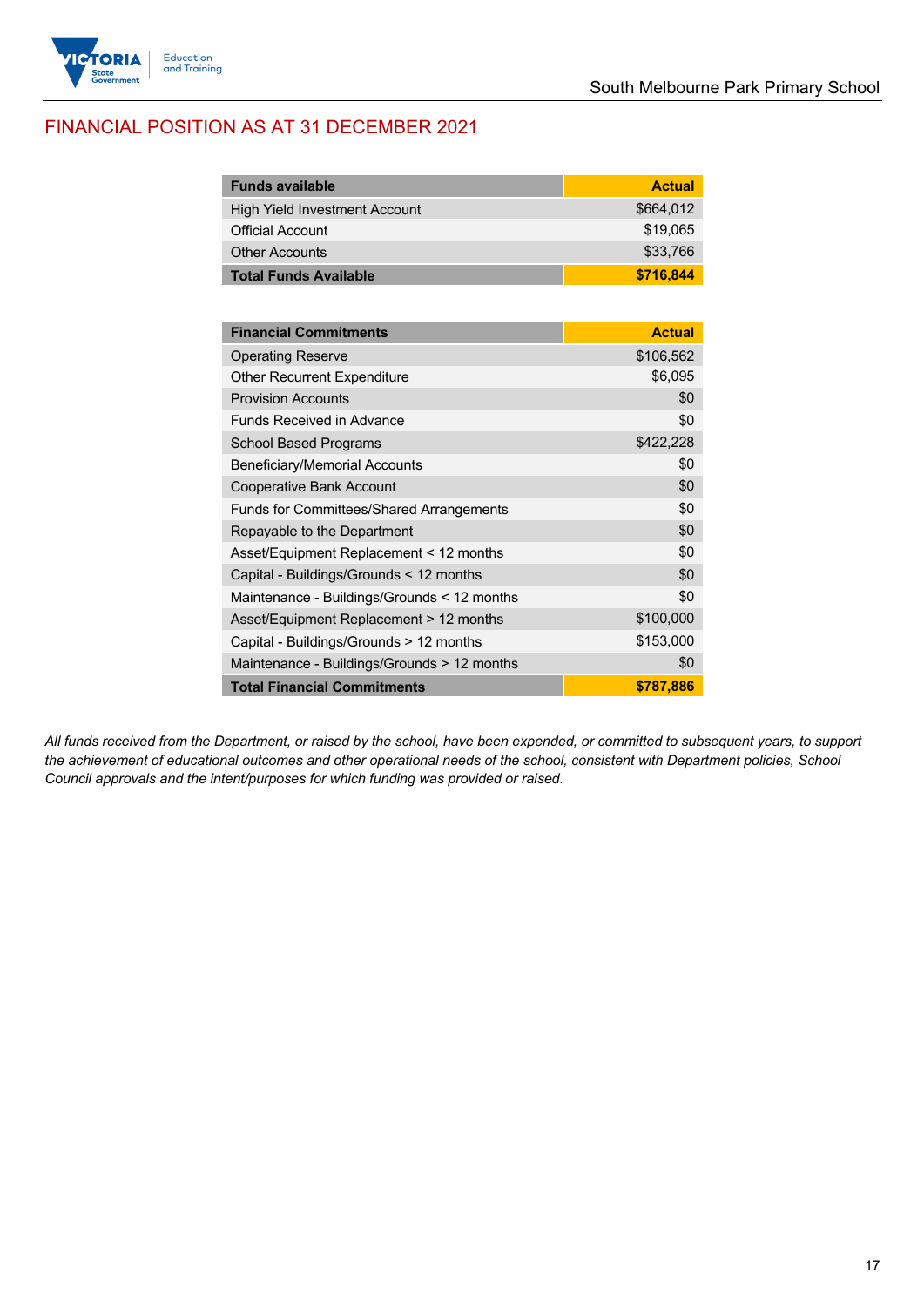## FINANCIAL POSITION AS AT 31 DECEMBER 2021

| Funds available | Actual |
| --- | --- |
| High Yield Investment Account | $664,012 |
| Official Account | $19,065 |
| Other Accounts | $33,766 |
| **Total Funds Available** | **$716,844** |

| Financial Commitments | Actual |
| --- | --- |
| Operating Reserve | $106,562 |
| Other Recurrent Expenditure | $6,095 |
| Provision Accounts | $0 |
| Funds Received in Advance | $0 |
| School Based Programs | $422,228 |
| Beneficiary/Memorial Accounts | $0 |
| Cooperative Bank Account | $0 |
| Funds for Committees/Shared Arrangements | $0 |
| Repayable to the Department | $0 |
| Asset/Equipment Replacement < 12 months | $0 |
| Capital - Buildings/Grounds < 12 months | $0 |
| Maintenance - Buildings/Grounds < 12 months | $0 |
| Asset/Equipment Replacement > 12 months | $100,000 |
| Capital - Buildings/Grounds > 12 months | $153,000 |
| Maintenance - Buildings/Grounds > 12 months | $0 |
| **Total Financial Commitments** | **$787,886** |

*All funds received from the Department, or raised by the school, have been expended, or committed to subsequent years, to support the achievement of educational outcomes and other operational needs of the school, consistent with Department policies, School Council approvals and the intent/purposes for which funding was provided or raised.*